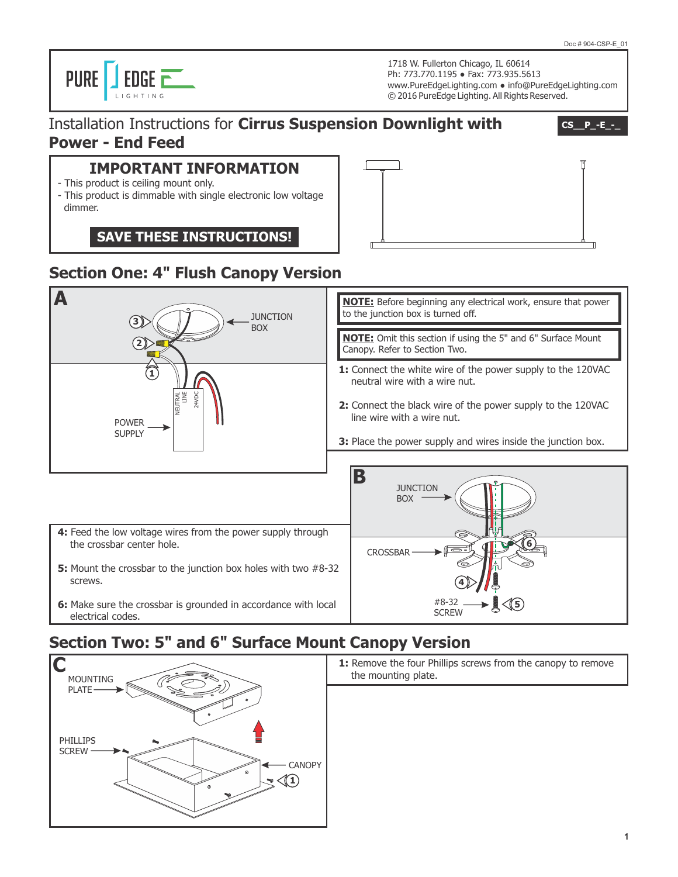Doc # 904-CSP-E_01

PURE EDGE LIGHTING

1718 W. Fullerton Chicago, IL 60614
Ph: 773.770.1195 • Fax: 773.935.5613
www.PureEdgeLighting.com • info@PureEdgeLighting.com
© 2016 PureEdge Lighting. All Rights Reserved.

# Installation Instructions for **Cirrus Suspension Downlight with Power - End Feed**

**CS__P_-E_-_**

## IMPORTANT INFORMATION

- This product is ceiling mount only.
- This product is dimmable with single electronic low voltage dimmer.

**SAVE THESE INSTRUCTIONS!**

## Section One: 4" Flush Canopy Version

**A**

JUNCTION BOX

POWER SUPPLY

NEUTRAL LINE 24VDC

**NOTE:** Before beginning any electrical work, ensure that power to the junction box is turned off.

**NOTE:** Omit this section if using the 5" and 6" Surface Mount Canopy. Refer to Section Two.

**1:** Connect the white wire of the power supply to the 120VAC neutral wire with a wire nut.

**2:** Connect the black wire of the power supply to the 120VAC line wire with a wire nut.

**3:** Place the power supply and wires inside the junction box.

**B**

JUNCTION BOX

CROSSBAR

#8-32 SCREW

**4:** Feed the low voltage wires from the power supply through the crossbar center hole.

**5:** Mount the crossbar to the junction box holes with two #8-32 screws.

**6:** Make sure the crossbar is grounded in accordance with local electrical codes.

## Section Two: 5" and 6" Surface Mount Canopy Version

**C**

MOUNTING PLATE

PHILLIPS SCREW

CANOPY

**1:** Remove the four Phillips screws from the canopy to remove the mounting plate.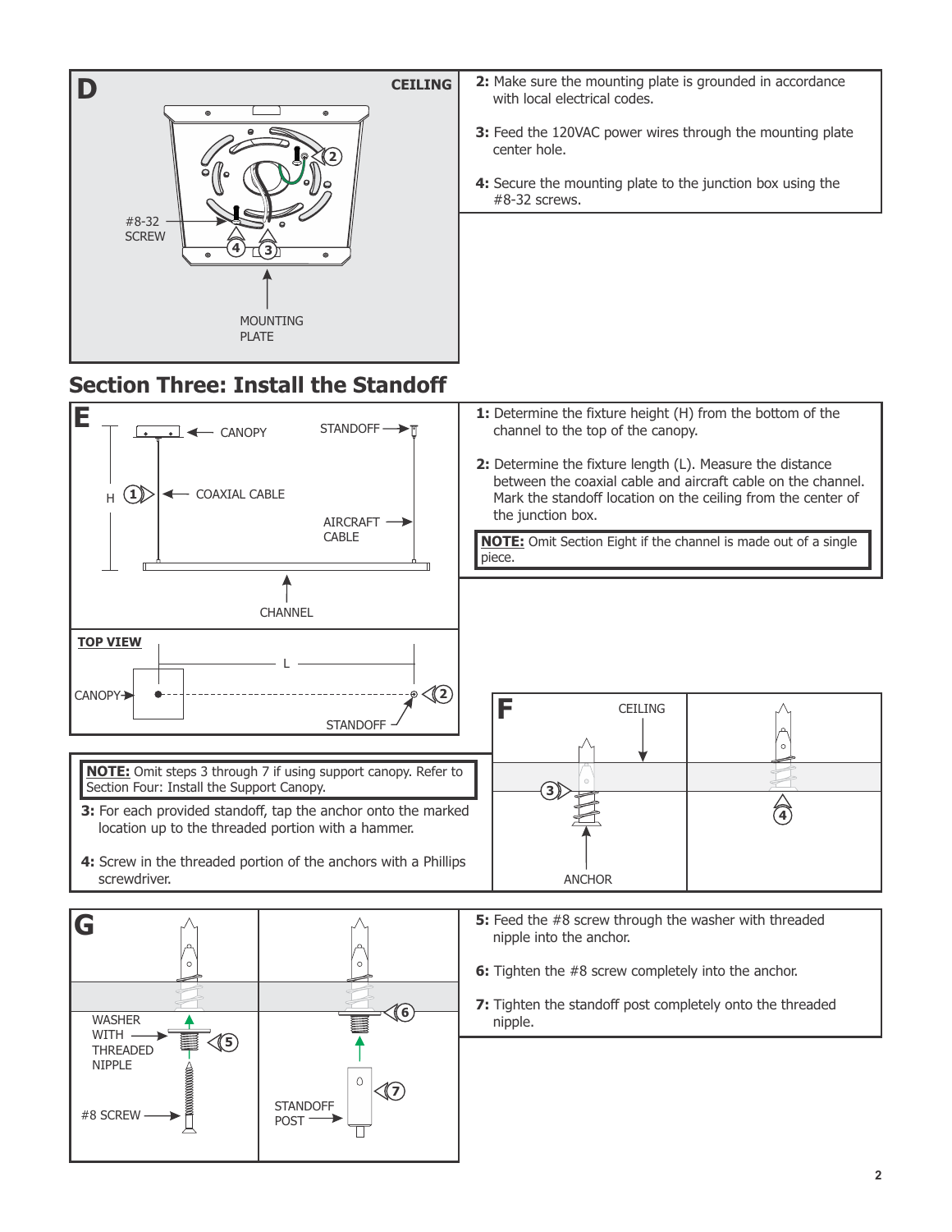**D**

2: Make sure the mounting plate is grounded in accordance with local electrical codes.

3: Feed the 120VAC power wires through the mounting plate center hole.

4: Secure the mounting plate to the junction box using the #8-32 screws.

## Section Three: Install the Standoff

**E**

1: Determine the fixture height (H) from the bottom of the channel to the top of the canopy.

2: Determine the fixture length (L). Measure the distance between the coaxial cable and aircraft cable on the channel. Mark the standoff location on the ceiling from the center of the junction box.

**NOTE:** Omit Section Eight if the channel is made out of a single piece.

**F**

**NOTE:** Omit steps 3 through 7 if using support canopy. Refer to Section Four: Install the Support Canopy.

3: For each provided standoff, tap the anchor onto the marked location up to the threaded portion with a hammer.

4: Screw in the threaded portion of the anchors with a Phillips screwdriver.

**G**

5: Feed the #8 screw through the washer with threaded nipple into the anchor.

6: Tighten the #8 screw completely into the anchor.

7: Tighten the standoff post completely onto the threaded nipple.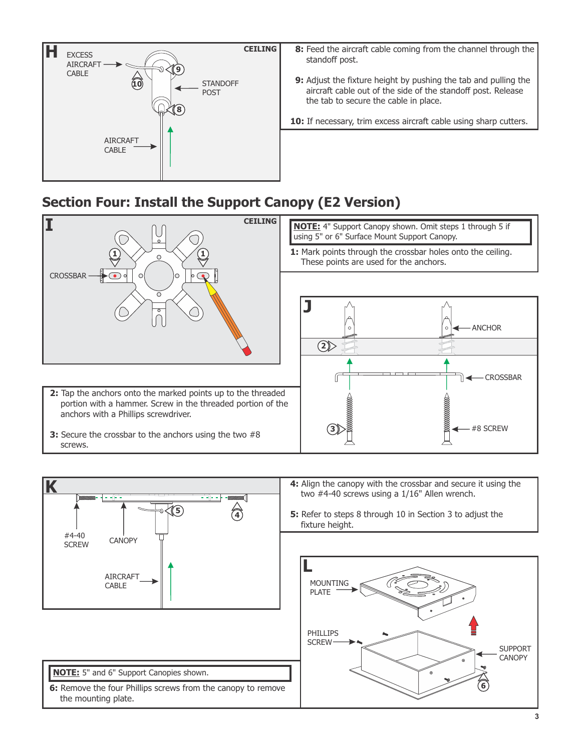**8:** Feed the aircraft cable coming from the channel through the standoff post.

**9:** Adjust the fixture height by pushing the tab and pulling the aircraft cable out of the side of the standoff post. Release the tab to secure the cable in place.

**10:** If necessary, trim excess aircraft cable using sharp cutters.

## Section Four: Install the Support Canopy (E2 Version)

**NOTE:** 4" Support Canopy shown. Omit steps 1 through 5 if using 5" or 6" Surface Mount Support Canopy.

**1:** Mark points through the crossbar holes onto the ceiling. These points are used for the anchors.

**2:** Tap the anchors onto the marked points up to the threaded portion with a hammer. Screw in the threaded portion of the anchors with a Phillips screwdriver.

**3:** Secure the crossbar to the anchors using the two #8 screws.

**4:** Align the canopy with the crossbar and secure it using the two #4-40 screws using a 1/16" Allen wrench.

**5:** Refer to steps 8 through 10 in Section 3 to adjust the fixture height.

**NOTE:** 5" and 6" Support Canopies shown.

**6:** Remove the four Phillips screws from the canopy to remove the mounting plate.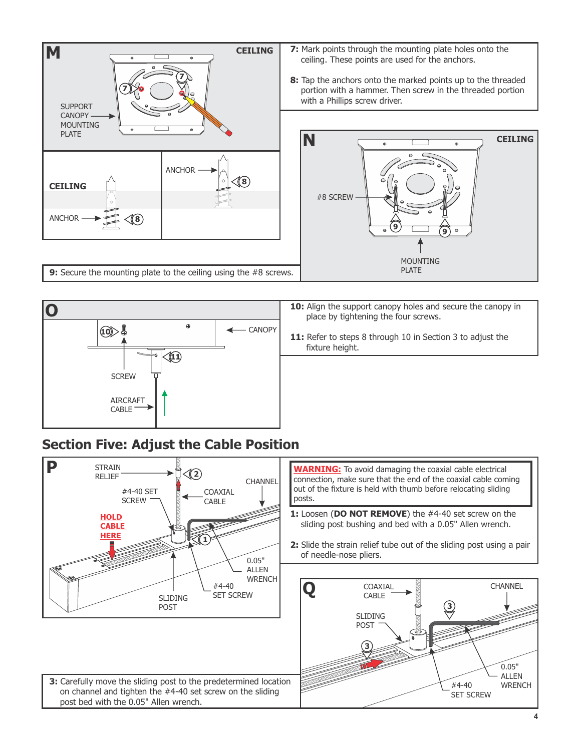**M**

CEILING

SUPPORT CANOPY MOUNTING PLATE

CEILING

ANCHOR

ANCHOR

**7:** Mark points through the mounting plate holes onto the ceiling. These points are used for the anchors.

**8:** Tap the anchors onto the marked points up to the threaded portion with a hammer. Then screw in the threaded portion with a Phillips screw driver.

**N**

CEILING

#8 SCREW

MOUNTING PLATE

**9:** Secure the mounting plate to the ceiling using the #8 screws.

**O**

CANOPY

SCREW

AIRCRAFT CABLE

**10:** Align the support canopy holes and secure the canopy in place by tightening the four screws.

**11:** Refer to steps 8 through 10 in Section 3 to adjust the fixture height.

## Section Five: Adjust the Cable Position

**P**

STRAIN RELIEF

#4-40 SET SCREW

COAXIAL CABLE

CHANNEL

**HOLD CABLE HERE**

0.05" ALLEN WRENCH

#4-40 SET SCREW

SLIDING POST

**WARNING:** To avoid damaging the coaxial cable electrical connection, make sure that the end of the coaxial cable coming out of the fixture is held with thumb before relocating sliding posts.

**1:** Loosen (**DO NOT REMOVE**) the #4-40 set screw on the sliding post bushing and bed with a 0.05" Allen wrench.

**2:** Slide the strain relief tube out of the sliding post using a pair of needle-nose pliers.

**Q**

COAXIAL CABLE

CHANNEL

SLIDING POST

0.05" ALLEN WRENCH

#4-40 SET SCREW

**3:** Carefully move the sliding post to the predetermined location on channel and tighten the #4-40 set screw on the sliding post bed with the 0.05" Allen wrench.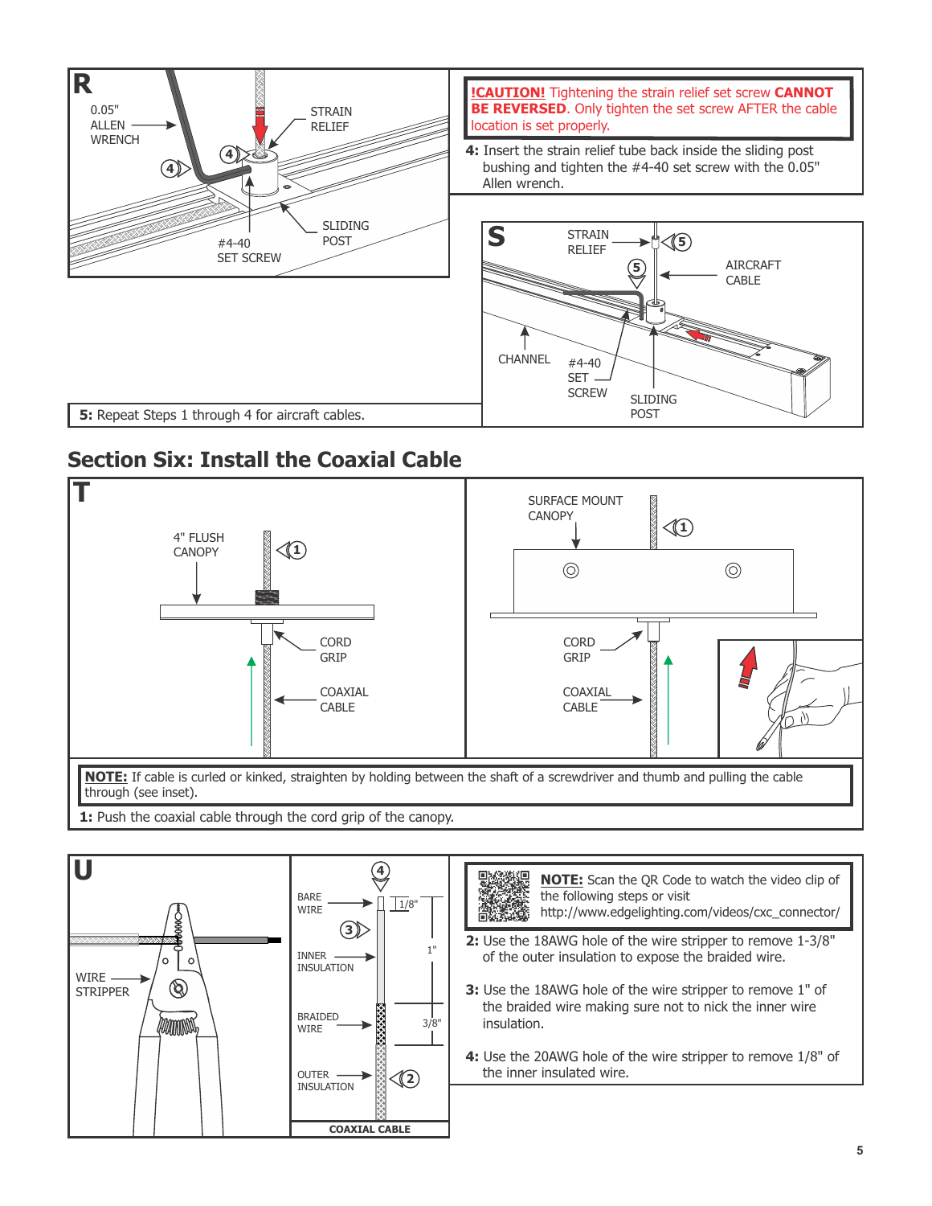**R**

0.05" ALLEN WRENCH

STRAIN RELIEF

#4-40 SET SCREW

SLIDING POST

**!CAUTION!** Tightening the strain relief set screw **CANNOT BE REVERSED**. Only tighten the set screw AFTER the cable location is set properly.

**4:** Insert the strain relief tube back inside the sliding post bushing and tighten the #4-40 set screw with the 0.05" Allen wrench.

**S**

STRAIN RELIEF

AIRCRAFT CABLE

CHANNEL

#4-40 SET SCREW

SLIDING POST

**5:** Repeat Steps 1 through 4 for aircraft cables.

## Section Six: Install the Coaxial Cable

**T**

4" FLUSH CANOPY

CORD GRIP

COAXIAL CABLE

SURFACE MOUNT CANOPY

CORD GRIP

COAXIAL CABLE

**NOTE:** If cable is curled or kinked, straighten by holding between the shaft of a screwdriver and thumb and pulling the cable through (see inset).

**1:** Push the coaxial cable through the cord grip of the canopy.

**U**

WIRE STRIPPER

BARE WIRE

INNER INSULATION

BRAIDED WIRE

OUTER INSULATION

1/8"

1"

3/8"

COAXIAL CABLE

**NOTE:** Scan the QR Code to watch the video clip of the following steps or visit http://www.edgelighting.com/videos/cxc_connector/

**2:** Use the 18AWG hole of the wire stripper to remove 1-3/8" of the outer insulation to expose the braided wire.

**3:** Use the 18AWG hole of the wire stripper to remove 1" of the braided wire making sure not to nick the inner wire insulation.

**4:** Use the 20AWG hole of the wire stripper to remove 1/8" of the inner insulated wire.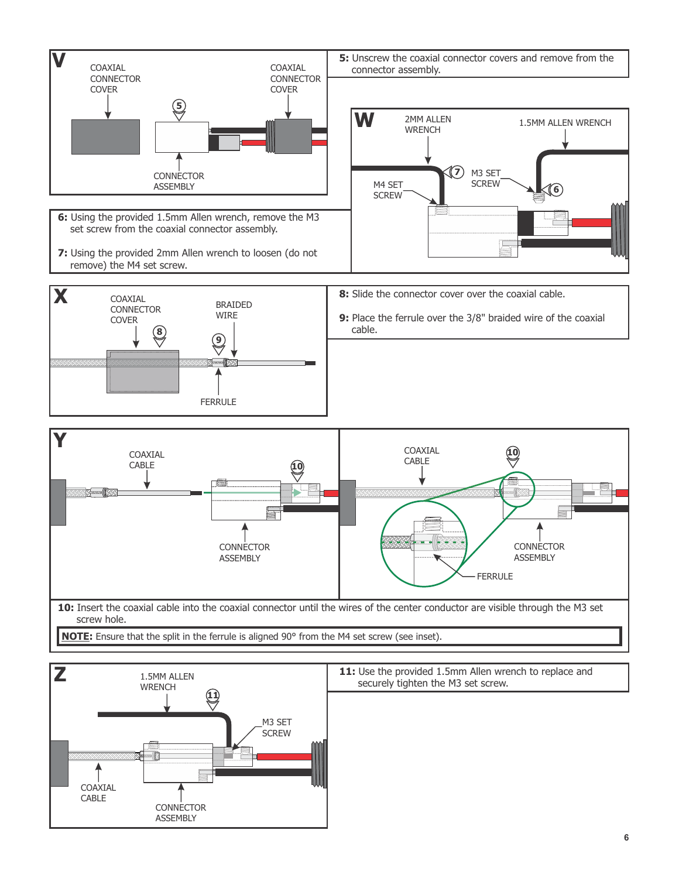## V

COAXIAL CONNECTOR COVER

COAXIAL CONNECTOR COVER

CONNECTOR ASSEMBLY

**5:** Unscrew the coaxial connector covers and remove from the connector assembly.

## W

2MM ALLEN WRENCH

1.5MM ALLEN WRENCH

M4 SET SCREW

M3 SET SCREW

**6:** Using the provided 1.5mm Allen wrench, remove the M3 set screw from the coaxial connector assembly.

**7:** Using the provided 2mm Allen wrench to loosen (do not remove) the M4 set screw.

## X

COAXIAL CONNECTOR COVER

BRAIDED WIRE

FERRULE

**8:** Slide the connector cover over the coaxial cable.

**9:** Place the ferrule over the 3/8" braided wire of the coaxial cable.

## Y

COAXIAL CABLE

CONNECTOR ASSEMBLY

COAXIAL CABLE

CONNECTOR ASSEMBLY

FERRULE

**10:** Insert the coaxial cable into the coaxial connector until the wires of the center conductor are visible through the M3 set screw hole.

**NOTE:** Ensure that the split in the ferrule is aligned 90° from the M4 set screw (see inset).

## Z

1.5MM ALLEN WRENCH

M3 SET SCREW

COAXIAL CABLE

CONNECTOR ASSEMBLY

**11:** Use the provided 1.5mm Allen wrench to replace and securely tighten the M3 set screw.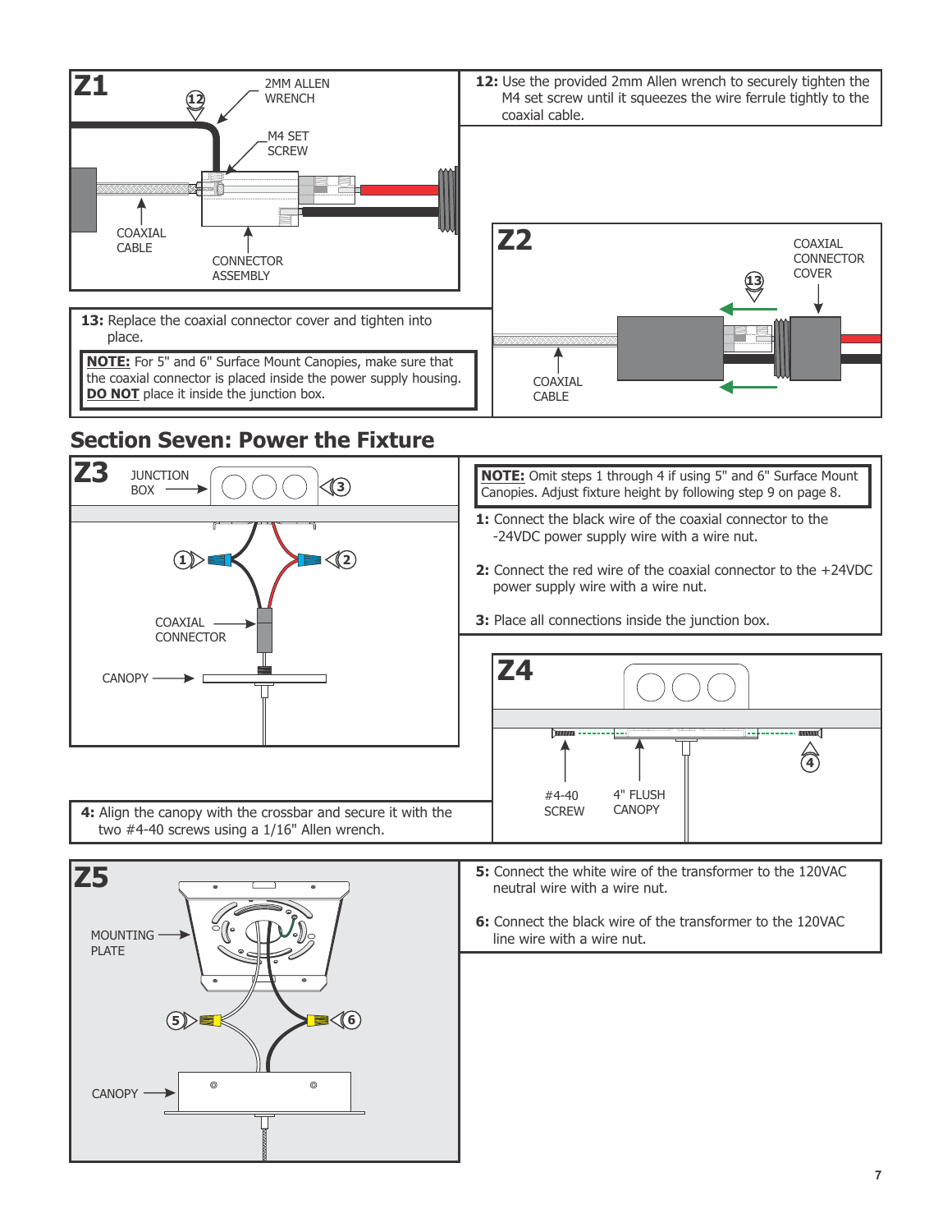**Z1**

2MM ALLEN WRENCH

M4 SET SCREW

COAXIAL CABLE

CONNECTOR ASSEMBLY

**12:** Use the provided 2mm Allen wrench to securely tighten the M4 set screw until it squeezes the wire ferrule tightly to the coaxial cable.

**Z2**

COAXIAL CONNECTOR COVER

COAXIAL CABLE

**13:** Replace the coaxial connector cover and tighten into place.

**NOTE:** For 5" and 6" Surface Mount Canopies, make sure that the coaxial connector is placed inside the power supply housing. **DO NOT** place it inside the junction box.

## Section Seven: Power the Fixture

**Z3**

JUNCTION BOX

COAXIAL CONNECTOR

CANOPY

**NOTE:** Omit steps 1 through 4 if using 5" and 6" Surface Mount Canopies. Adjust fixture height by following step 9 on page 8.

**1:** Connect the black wire of the coaxial connector to the -24VDC power supply wire with a wire nut.

**2:** Connect the red wire of the coaxial connector to the +24VDC power supply wire with a wire nut.

**3:** Place all connections inside the junction box.

**Z4**

#4-40 SCREW

4" FLUSH CANOPY

**4:** Align the canopy with the crossbar and secure it with the two #4-40 screws using a 1/16" Allen wrench.

**Z5**

MOUNTING PLATE

CANOPY

**5:** Connect the white wire of the transformer to the 120VAC neutral wire with a wire nut.

**6:** Connect the black wire of the transformer to the 120VAC line wire with a wire nut.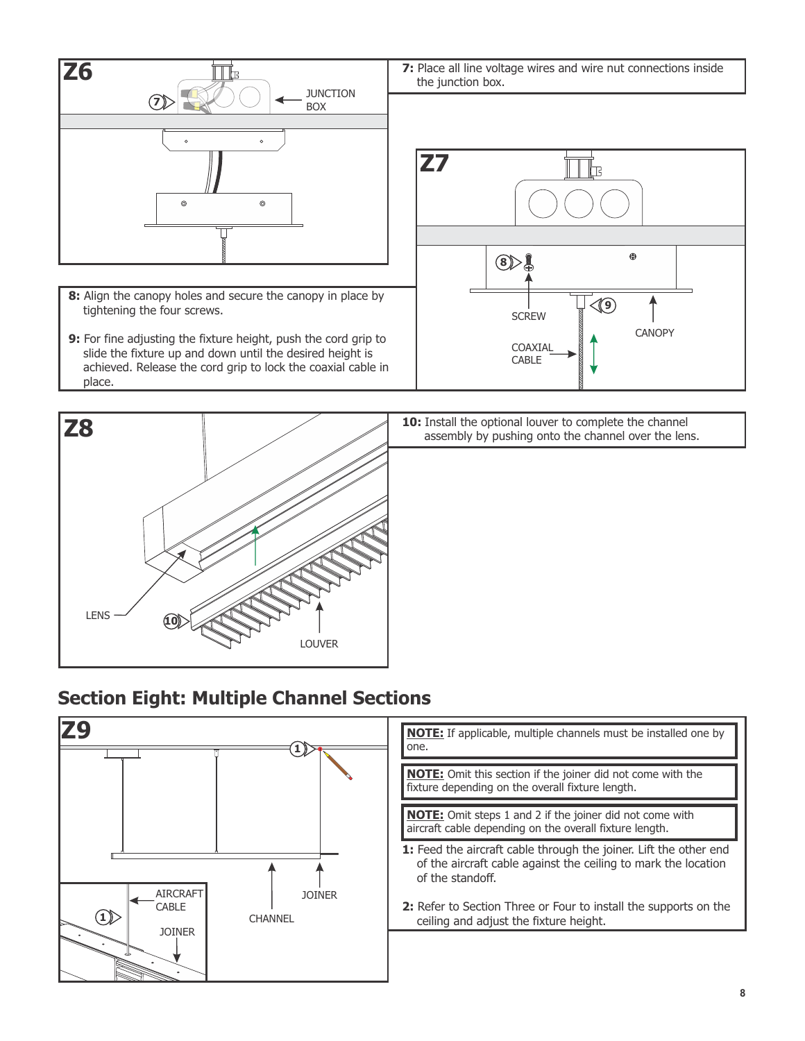**Z6**

JUNCTION BOX

**7:** Place all line voltage wires and wire nut connections inside the junction box.

**Z7**

SCREW

CANOPY

COAXIAL CABLE

**8:** Align the canopy holes and secure the canopy in place by tightening the four screws.

**9:** For fine adjusting the fixture height, push the cord grip to slide the fixture up and down until the desired height is achieved. Release the cord grip to lock the coaxial cable in place.

**Z8**

LENS

LOUVER

**10:** Install the optional louver to complete the channel assembly by pushing onto the channel over the lens.

## Section Eight: Multiple Channel Sections

**Z9**

AIRCRAFT CABLE

JOINER

CHANNEL

JOINER

**NOTE:** If applicable, multiple channels must be installed one by one.

**NOTE:** Omit this section if the joiner did not come with the fixture depending on the overall fixture length.

**NOTE:** Omit steps 1 and 2 if the joiner did not come with aircraft cable depending on the overall fixture length.

**1:** Feed the aircraft cable through the joiner. Lift the other end of the aircraft cable against the ceiling to mark the location of the standoff.

**2:** Refer to Section Three or Four to install the supports on the ceiling and adjust the fixture height.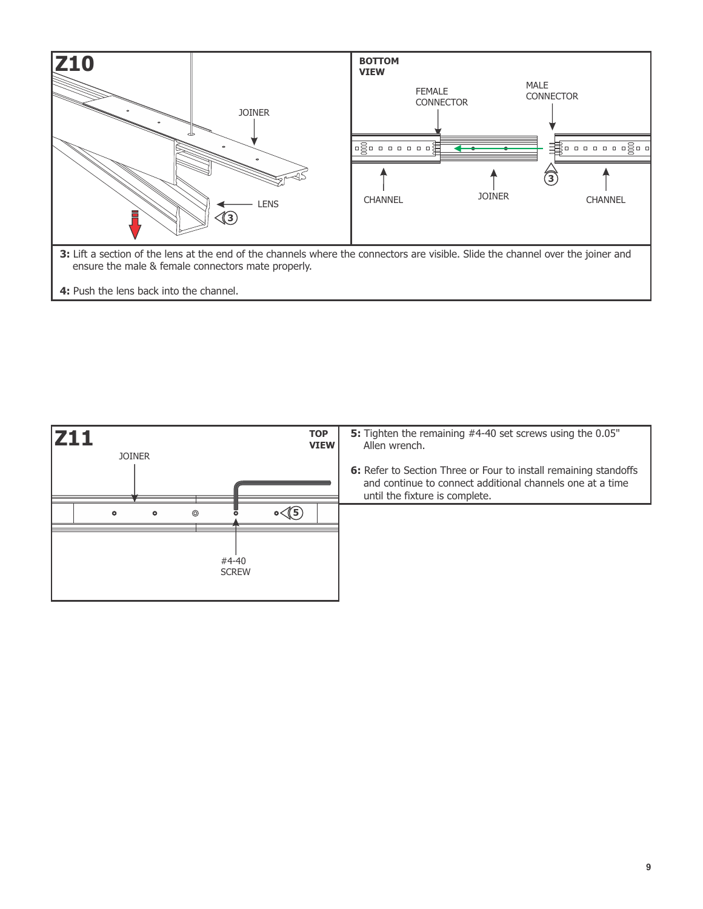## Z10

JOINER

LENS

3

**BOTTOM VIEW**

FEMALE CONNECTOR

MALE CONNECTOR

CHANNEL

JOINER

CHANNEL

3

**3:** Lift a section of the lens at the end of the channels where the connectors are visible. Slide the channel over the joiner and ensure the male & female connectors mate properly.

**4:** Push the lens back into the channel.

## Z11

**TOP VIEW**

JOINER

5

#4-40 SCREW

**5:** Tighten the remaining #4-40 set screws using the 0.05" Allen wrench.

**6:** Refer to Section Three or Four to install remaining standoffs and continue to connect additional channels one at a time until the fixture is complete.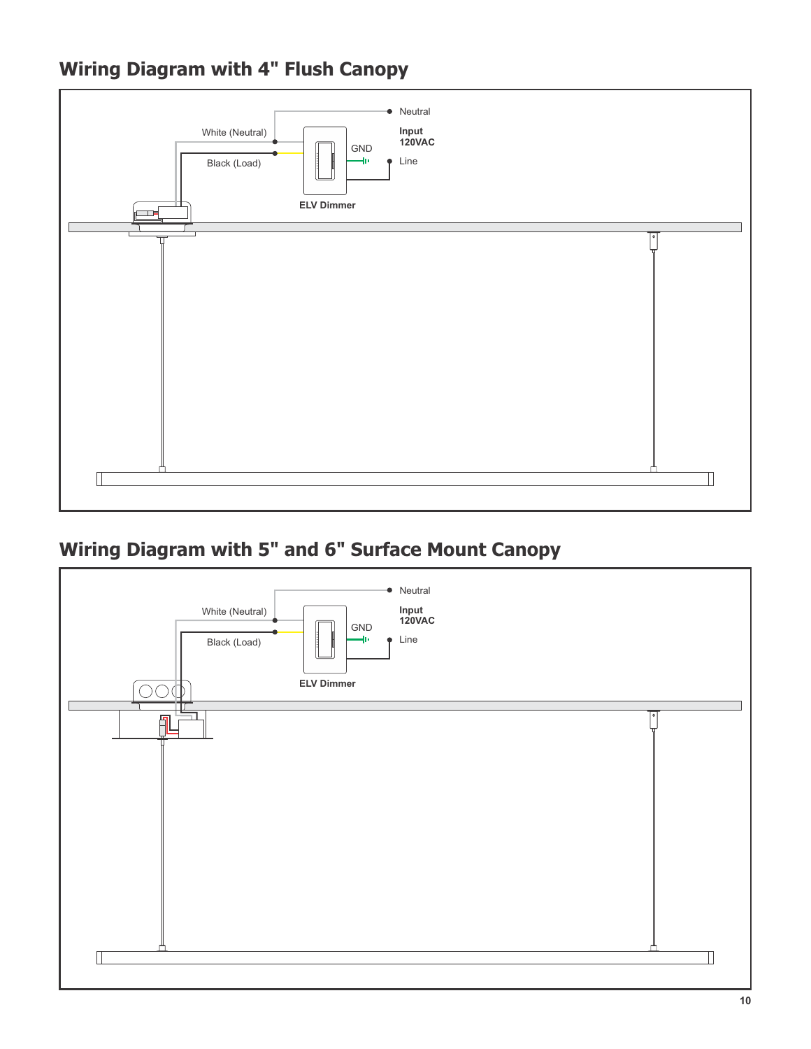## Wiring Diagram with 4" Flush Canopy

Neutral

White (Neutral)

Input
120VAC

GND

Black (Load)

Line

ELV Dimmer

## Wiring Diagram with 5" and 6" Surface Mount Canopy

Neutral

White (Neutral)

Input
120VAC

GND

Black (Load)

Line

ELV Dimmer